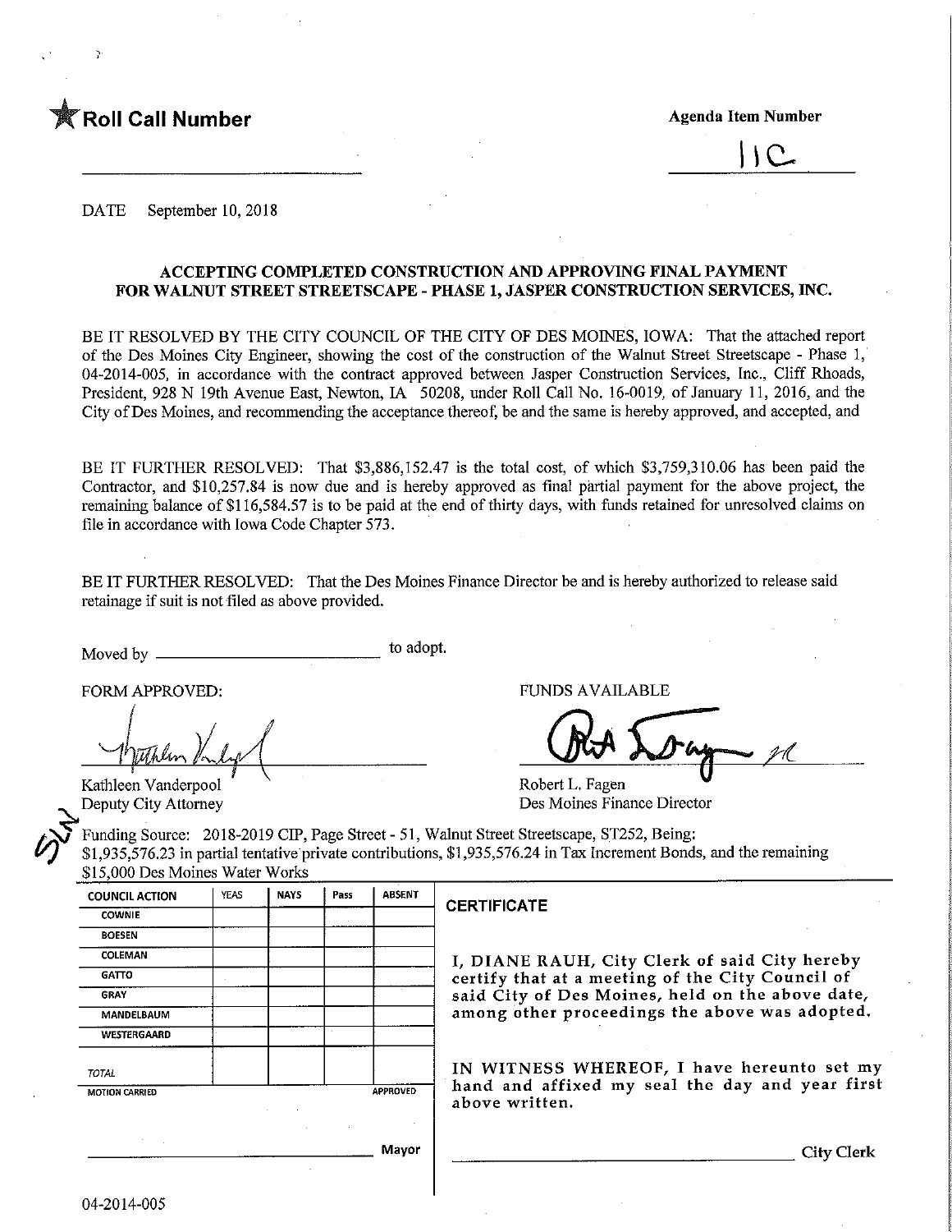★ **Roll Call Number**

**Agenda Item Number**

11C

DATE September 10, 2018

**ACCEPTING COMPLETED CONSTRUCTION AND APPROVING FINAL PAYMENT FOR WALNUT STREET STREETSCAPE - PHASE 1, JASPER CONSTRUCTION SERVICES, INC.**

BE IT RESOLVED BY THE CITY COUNCIL OF THE CITY OF DES MOINES, IOWA: That the attached report of the Des Moines City Engineer, showing the cost of the construction of the Walnut Street Streetscape - Phase 1, 04-2014-005, in accordance with the contract approved between Jasper Construction Services, Inc., Cliff Rhoads, President, 928 N 19th Avenue East, Newton, IA 50208, under Roll Call No. 16-0019, of January 11, 2016, and the City of Des Moines, and recommending the acceptance thereof, be and the same is hereby approved, and accepted, and

BE IT FURTHER RESOLVED: That $3,886,152.47 is the total cost, of which $3,759,310.06 has been paid the Contractor, and $10,257.84 is now due and is hereby approved as final partial payment for the above project, the remaining balance of $116,584.57 is to be paid at the end of thirty days, with funds retained for unresolved claims on file in accordance with Iowa Code Chapter 573.

BE IT FURTHER RESOLVED: That the Des Moines Finance Director be and is hereby authorized to release said retainage if suit is not filed as above provided.

Moved by ______________________ to adopt.

FORM APPROVED:

Kathleen Vanderpool
Deputy City Attorney

FUNDS AVAILABLE

Robert L. Fagen
Des Moines Finance Director

Funding Source: 2018-2019 CIP, Page Street - 51, Walnut Street Streetscape, ST252, Being: $1,935,576.23 in partial tentative private contributions, $1,935,576.24 in Tax Increment Bonds, and the remaining $15,000 Des Moines Water Works

| COUNCIL ACTION | YEAS | NAYS | Pass | ABSENT |
|---|---|---|---|---|
| COWNIE | | | | |
| BOESEN | | | | |
| COLEMAN | | | | |
| GATTO | | | | |
| GRAY | | | | |
| MANDELBAUM | | | | |
| WESTERGAARD | | | | |
| TOTAL | | | | |
| MOTION CARRIED | | | | APPROVED |

______________________ Mayor

**CERTIFICATE**

I, DIANE RAUH, City Clerk of said City hereby certify that at a meeting of the City Council of said City of Des Moines, held on the above date, among other proceedings the above was adopted.

IN WITNESS WHEREOF, I have hereunto set my hand and affixed my seal the day and year first above written.

______________________ City Clerk

04-2014-005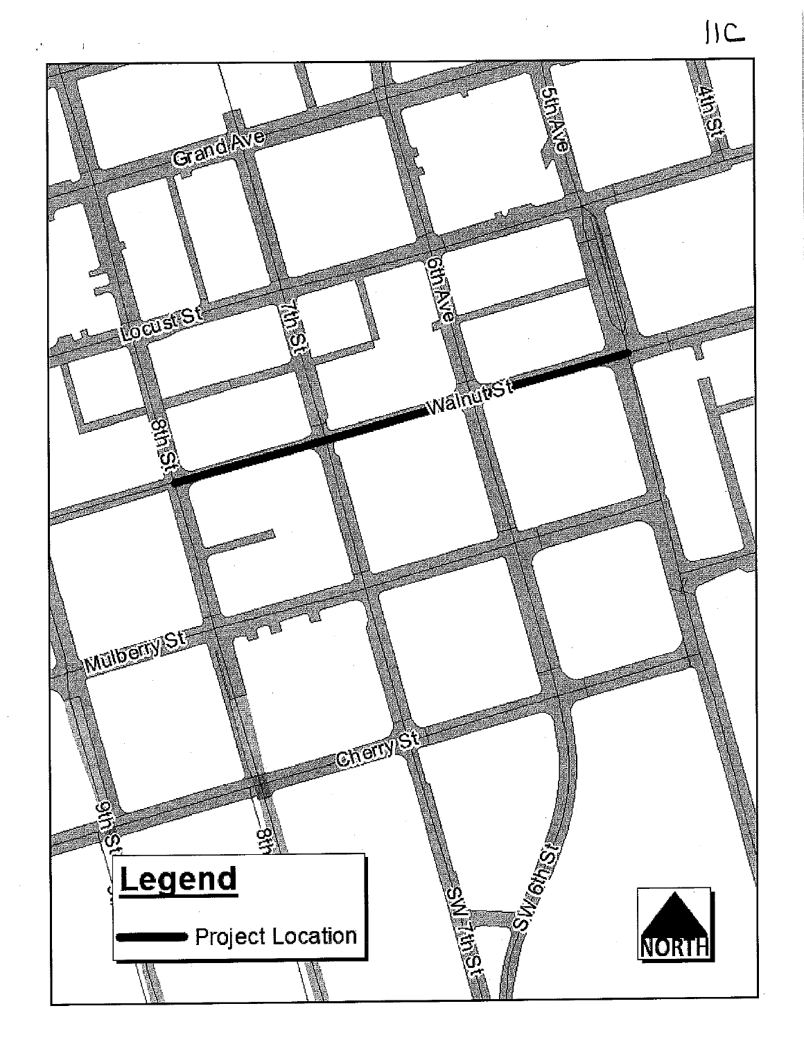11C

Grand Ave

5th Ave

4th St

Locust St

7th St

6th Ave

Walnut St

8th St

Mulberry St

Cherry St

9th St

8th St

SW 7th St

SW 6th St

**Legend**

Project Location

NORTH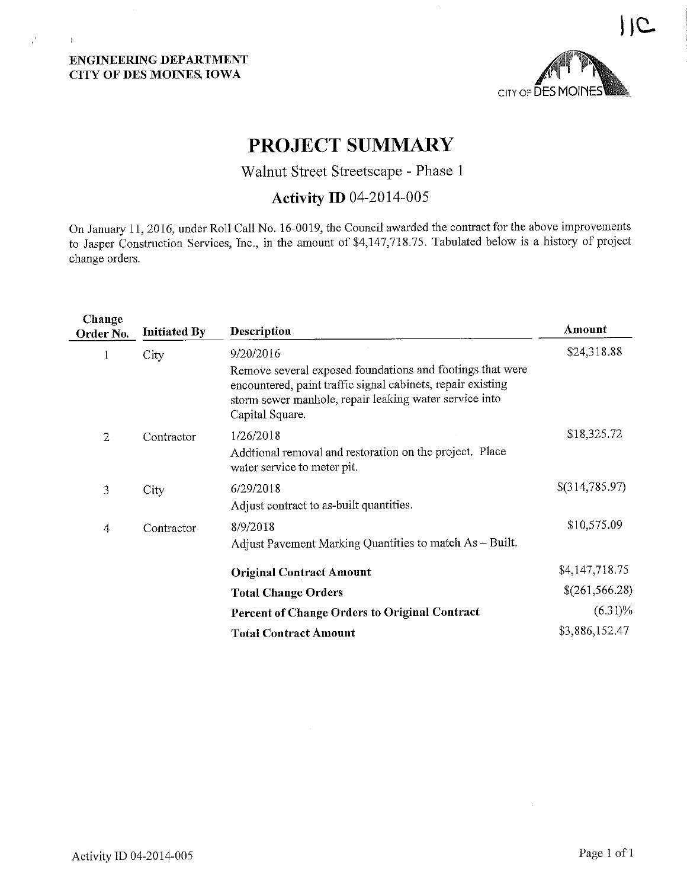11C

**ENGINEERING DEPARTMENT**
**CITY OF DES MOINES, IOWA**

CITY OF DES MOINES

# PROJECT SUMMARY

## Walnut Street Streetscape - Phase 1

## Activity ID 04-2014-005

On January 11, 2016, under Roll Call No. 16-0019, the Council awarded the contract for the above improvements to Jasper Construction Services, Inc., in the amount of $4,147,718.75. Tabulated below is a history of project change orders.

| Change Order No. | Initiated By | Description | Amount |
|---|---|---|---|
| 1 | City | 9/20/2016<br>Remove several exposed foundations and footings that were encountered, paint traffic signal cabinets, repair existing storm sewer manhole, repair leaking water service into Capital Square. | $24,318.88 |
| 2 | Contractor | 1/26/2018<br>Addtional removal and restoration on the project. Place water service to meter pit. | $18,325.72 |
| 3 | City | 6/29/2018<br>Adjust contract to as-built quantities. | $(314,785.97) |
| 4 | Contractor | 8/9/2018<br>Adjust Pavement Marking Quantities to match As – Built. | $10,575.09 |
| | | **Original Contract Amount** | $4,147,718.75 |
| | | **Total Change Orders** | $(261,566.28) |
| | | **Percent of Change Orders to Original Contract** | (6.31)% |
| | | **Total Contract Amount** | $3,886,152.47 |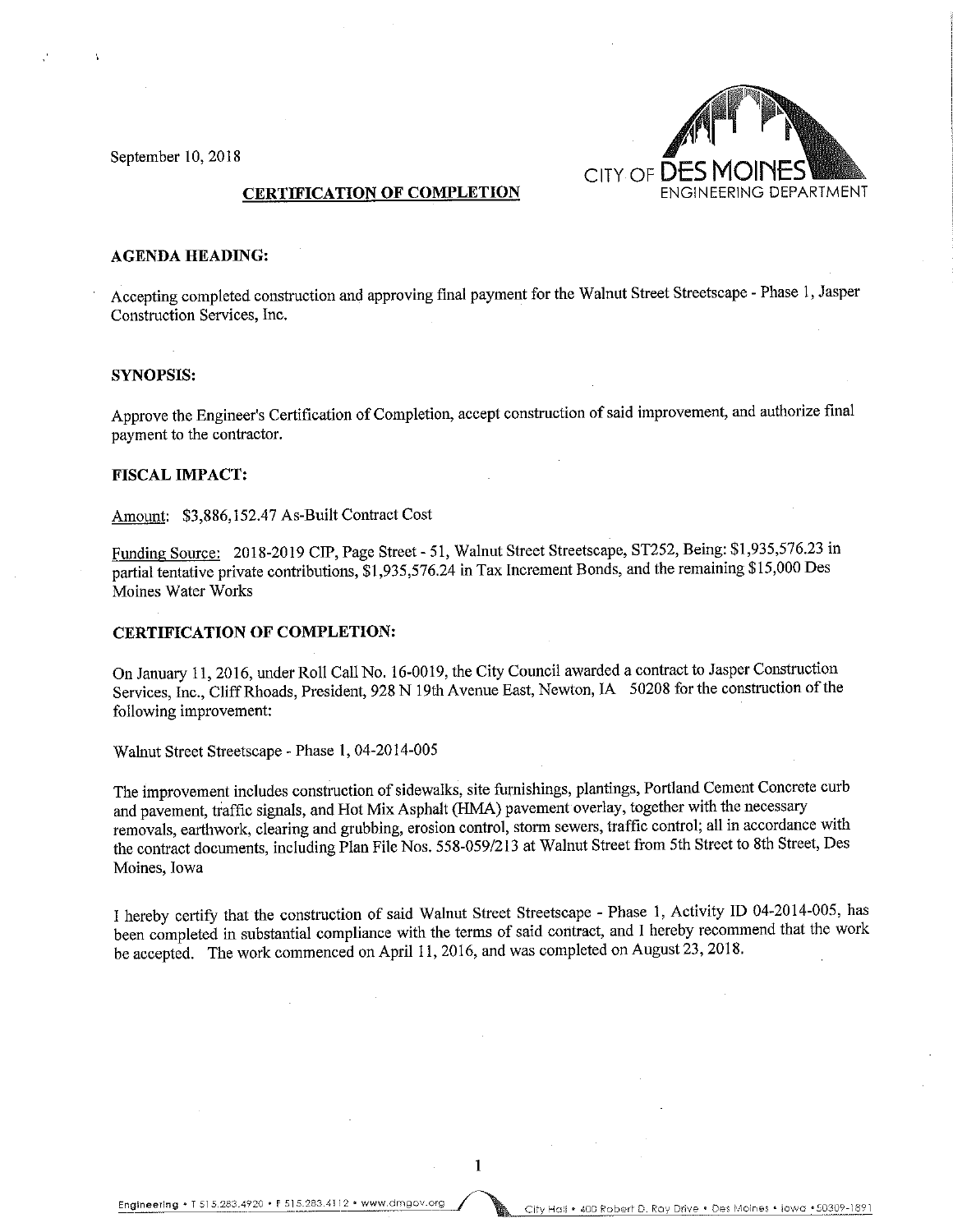September 10, 2018

CITY OF DES MOINES
ENGINEERING DEPARTMENT

## CERTIFICATION OF COMPLETION

**AGENDA HEADING:**

Accepting completed construction and approving final payment for the Walnut Street Streetscape - Phase 1, Jasper Construction Services, Inc.

**SYNOPSIS:**

Approve the Engineer's Certification of Completion, accept construction of said improvement, and authorize final payment to the contractor.

**FISCAL IMPACT:**

Amount: $3,886,152.47 As-Built Contract Cost

Funding Source: 2018-2019 CIP, Page Street - 51, Walnut Street Streetscape, ST252, Being: $1,935,576.23 in partial tentative private contributions, $1,935,576.24 in Tax Increment Bonds, and the remaining $15,000 Des Moines Water Works

**CERTIFICATION OF COMPLETION:**

On January 11, 2016, under Roll Call No. 16-0019, the City Council awarded a contract to Jasper Construction Services, Inc., Cliff Rhoads, President, 928 N 19th Avenue East, Newton, IA 50208 for the construction of the following improvement:

Walnut Street Streetscape - Phase 1, 04-2014-005

The improvement includes construction of sidewalks, site furnishings, plantings, Portland Cement Concrete curb and pavement, traffic signals, and Hot Mix Asphalt (HMA) pavement overlay, together with the necessary removals, earthwork, clearing and grubbing, erosion control, storm sewers, traffic control; all in accordance with the contract documents, including Plan File Nos. 558-059/213 at Walnut Street from 5th Street to 8th Street, Des Moines, Iowa

I hereby certify that the construction of said Walnut Street Streetscape - Phase 1, Activity ID 04-2014-005, has been completed in substantial compliance with the terms of said contract, and I hereby recommend that the work be accepted. The work commenced on April 11, 2016, and was completed on August 23, 2018.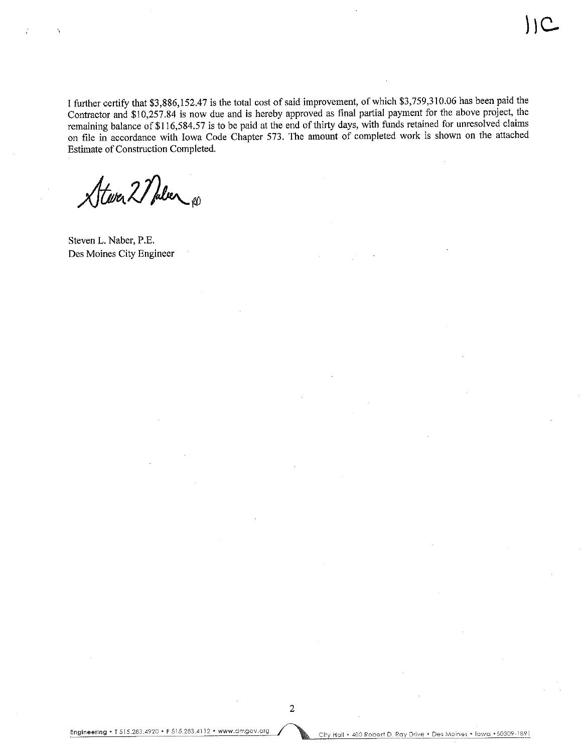11C

I further certify that $3,886,152.47 is the total cost of said improvement, of which $3,759,310.06 has been paid the Contractor and $10,257.84 is now due and is hereby approved as final partial payment for the above project, the remaining balance of $116,584.57 is to be paid at the end of thirty days, with funds retained for unresolved claims on file in accordance with Iowa Code Chapter 573. The amount of completed work is shown on the attached Estimate of Construction Completed.

Steven L. Naber, P.E.
Des Moines City Engineer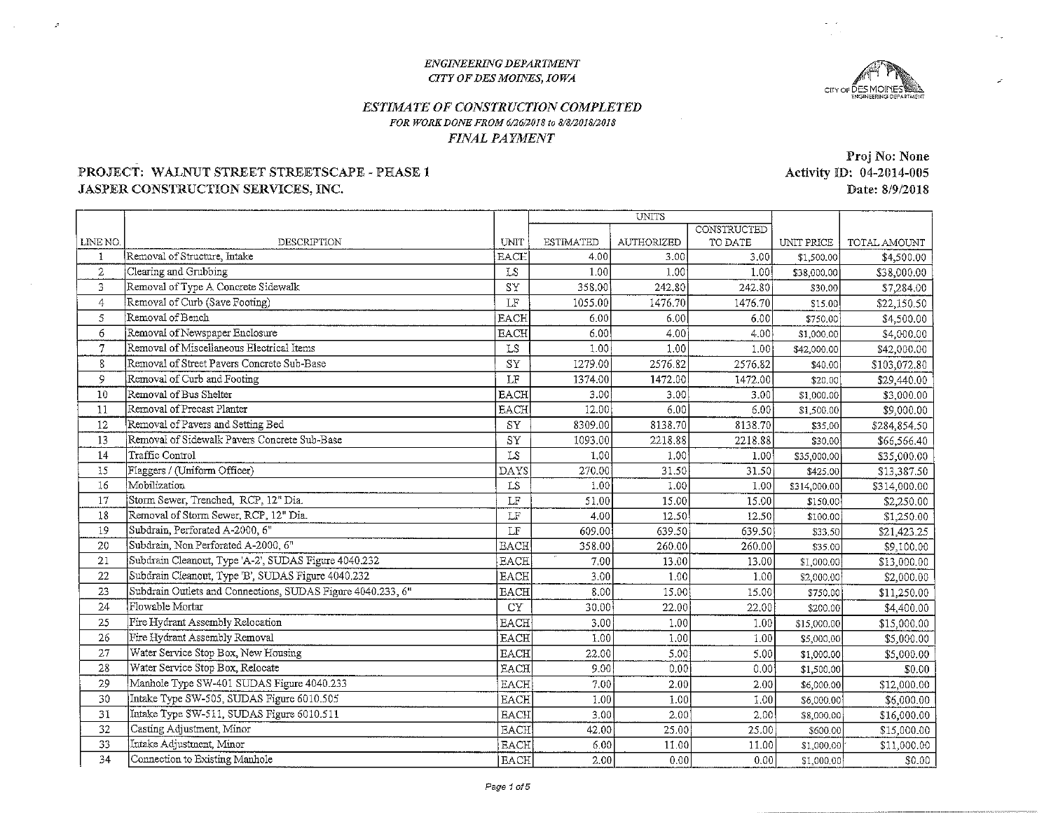*ENGINEERING DEPARTMENT*
*CITY OF DES MOINES, IOWA*

## *ESTIMATE OF CONSTRUCTION COMPLETED*

*FOR WORK DONE FROM 6/26/2018 to 8/8/2018/2018*

*FINAL PAYMENT*

**PROJECT: WALNUT STREET STREETSCAPE - PEASE 1**
**JASPER CONSTRUCTION SERVICES, INC.**

**Proj No: None**
**Activity ID: 04-2014-005**
**Date: 8/9/2018**

| LINE NO. | DESCRIPTION | UNIT | UNITS | | | UNIT PRICE | TOTAL AMOUNT |
|---|---|---|---|---|---|---|---|
| | | | ESTIMATED | AUTHORIZED | CONSTRUCTED TO DATE | | |
| 1 | Removal of Structure, Intake | EACH | 4.00 | 3.00 | 3.00 | $1,500.00 | $4,500.00 |
| 2 | Clearing and Grubbing | LS | 1.00 | 1.00 | 1.00 | $38,000.00 | $38,000.00 |
| 3 | Removal of Type A Concrete Sidewalk | SY | 358.00 | 242.80 | 242.80 | $30.00 | $7,284.00 |
| 4 | Removal of Curb (Save Footing) | LF | 1055.00 | 1476.70 | 1476.70 | $15.00 | $22,150.50 |
| 5 | Removal of Bench | EACH | 6.00 | 6.00 | 6.00 | $750.00 | $4,500.00 |
| 6 | Removal of Newspaper Enclosure | EACH | 6.00 | 4.00 | 4.00 | $1,000.00 | $4,000.00 |
| 7 | Removal of Miscellaneous Electrical Items | LS | 1.00 | 1.00 | 1.00 | $42,000.00 | $42,000.00 |
| 8 | Removal of Street Pavers Concrete Sub-Base | SY | 1279.00 | 2576.82 | 2576.82 | $40.00 | $103,072.80 |
| 9 | Removal of Curb and Footing | LF | 1374.00 | 1472.00 | 1472.00 | $20.00 | $29,440.00 |
| 10 | Removal of Bus Shelter | EACH | 3.00 | 3.00 | 3.00 | $1,000.00 | $3,000.00 |
| 11 | Removal of Precast Planter | EACH | 12.00 | 6.00 | 6.00 | $1,500.00 | $9,000.00 |
| 12 | Removal of Pavers and Setting Bed | SY | 8309.00 | 8138.70 | 8138.70 | $35.00 | $284,854.50 |
| 13 | Removal of Sidewalk Pavers Concrete Sub-Base | SY | 1093.00 | 2218.88 | 2218.88 | $30.00 | $66,566.40 |
| 14 | Traffic Control | LS | 1.00 | 1.00 | 1.00 | $35,000.00 | $35,000.00 |
| 15 | Flaggers / (Uniform Officer) | DAYS | 270.00 | 31.50 | 31.50 | $425.00 | $13,387.50 |
| 16 | Mobilization | LS | 1.00 | 1.00 | 1.00 | $314,000.00 | $314,000.00 |
| 17 | Storm Sewer, Trenched, RCP, 12" Dia. | LF | 51.00 | 15.00 | 15.00 | $150.00 | $2,250.00 |
| 18 | Removal of Storm Sewer, RCP, 12" Dia. | LF | 4.00 | 12.50 | 12.50 | $100.00 | $1,250.00 |
| 19 | Subdrain, Perforated A-2000, 6" | LF | 609.00 | 639.50 | 639.50 | $33.50 | $21,423.25 |
| 20 | Subdrain, Non Perforated A-2000, 6" | EACH | 358.00 | 260.00 | 260.00 | $35.00 | $9,100.00 |
| 21 | Subdrain Cleanout, Type 'A-2', SUDAS Figure 4040.232 | EACH | 7.00 | 13.00 | 13.00 | $1,000.00 | $13,000.00 |
| 22 | Subdrain Cleanout, Type 'B', SUDAS Figure 4040.232 | EACH | 3.00 | 1.00 | 1.00 | $2,000.00 | $2,000.00 |
| 23 | Subdrain Outlets and Connections, SUDAS Figure 4040.233, 6" | EACH | 8.00 | 15.00 | 15.00 | $750.00 | $11,250.00 |
| 24 | Flowable Mortar | CY | 30.00 | 22.00 | 22.00 | $200.00 | $4,400.00 |
| 25 | Fire Hydrant Assembly Relocation | EACH | 3.00 | 1.00 | 1.00 | $15,000.00 | $15,000.00 |
| 26 | Fire Hydrant Assembly Removal | EACH | 1.00 | 1.00 | 1.00 | $5,000.00 | $5,000.00 |
| 27 | Water Service Stop Box, New Housing | EACH | 22.00 | 5.00 | 5.00 | $1,000.00 | $5,000.00 |
| 28 | Water Service Stop Box, Relocate | EACH | 9.00 | 0.00 | 0.00 | $1,500.00 | $0.00 |
| 29 | Manhole Type SW-401 SUDAS Figure 4040.233 | EACH | 7.00 | 2.00 | 2.00 | $6,000.00 | $12,000.00 |
| 30 | Intake Type SW-505, SUDAS Figure 6010.505 | EACH | 1.00 | 1.00 | 1.00 | $6,000.00 | $6,000.00 |
| 31 | Intake Type SW-511, SUDAS Figure 6010.511 | EACH | 3.00 | 2.00 | 2.00 | $8,000.00 | $16,000.00 |
| 32 | Casting Adjustment, Minor | EACH | 42.00 | 25.00 | 25.00 | $600.00 | $15,000.00 |
| 33 | Intake Adjustment, Minor | EACH | 6.00 | 11.00 | 11.00 | $1,000.00 | $11,000.00 |
| 34 | Connection to Existing Manhole | EACH | 2.00 | 0.00 | 0.00 | $1,000.00 | $0.00 |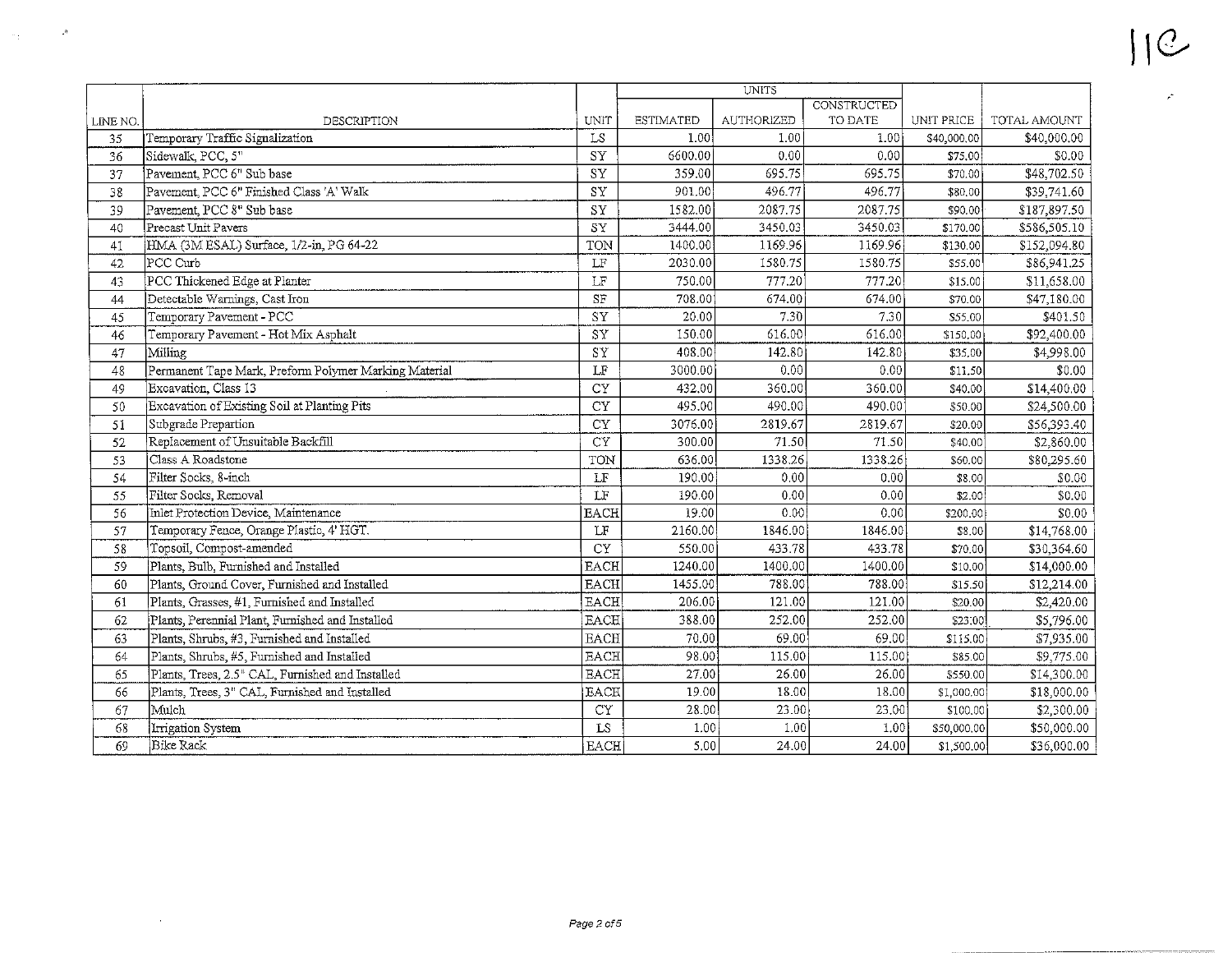11C

| LINE NO. | DESCRIPTION | UNIT | UNITS | | | UNIT PRICE | TOTAL AMOUNT |
|---|---|---|---|---|---|---|---|
| | | | ESTIMATED | AUTHORIZED | CONSTRUCTED TO DATE | | |
| 35 | Temporary Traffic Signalization | LS | 1.00 | 1.00 | 1.00 | $40,000.00 | $40,000.00 |
| 36 | Sidewalk, PCC, 5" | SY | 6600.00 | 0.00 | 0.00 | $75.00 | $0.00 |
| 37 | Pavement, PCC 6" Sub base | SY | 359.00 | 695.75 | 695.75 | $70.00 | $48,702.50 |
| 38 | Pavement, PCC 6" Finished Class 'A' Walk | SY | 901.00 | 496.77 | 496.77 | $80.00 | $39,741.60 |
| 39 | Pavement, PCC 8" Sub base | SY | 1582.00 | 2087.75 | 2087.75 | $90.00 | $187,897.50 |
| 40 | Precast Unit Pavers | SY | 3444.00 | 3450.03 | 3450.03 | $170.00 | $586,505.10 |
| 41 | HMA (3M ESAL) Surface, 1/2-in, PG 64-22 | TON | 1400.00 | 1169.96 | 1169.96 | $130.00 | $152,094.80 |
| 42 | PCC Curb | LF | 2030.00 | 1580.75 | 1580.75 | $55.00 | $86,941.25 |
| 43 | PCC Thickened Edge at Planter | LF | 750.00 | 777.20 | 777.20 | $15.00 | $11,658.00 |
| 44 | Detectable Warnings, Cast Iron | SF | 708.00 | 674.00 | 674.00 | $70.00 | $47,180.00 |
| 45 | Temporary Pavement - PCC | SY | 20.00 | 7.30 | 7.30 | $55.00 | $401.50 |
| 46 | Temporary Pavement - Hot Mix Asphalt | SY | 150.00 | 616.00 | 616.00 | $150.00 | $92,400.00 |
| 47 | Milling | SY | 408.00 | 142.80 | 142.80 | $35.00 | $4,998.00 |
| 48 | Permanent Tape Mark, Preform Polymer Marking Material | LF | 3000.00 | 0.00 | 0.00 | $11.50 | $0.00 |
| 49 | Excavation, Class 13 | CY | 432.00 | 360.00 | 360.00 | $40.00 | $14,400.00 |
| 50 | Excavation of Existing Soil at Planting Pits | CY | 495.00 | 490.00 | 490.00 | $50.00 | $24,500.00 |
| 51 | Subgrade Prepartion | CY | 3076.00 | 2819.67 | 2819.67 | $20.00 | $56,393.40 |
| 52 | Replacement of Unsuitable Backfill | CY | 300.00 | 71.50 | 71.50 | $40.00 | $2,860.00 |
| 53 | Class A Roadstone | TON | 636.00 | 1338.26 | 1338.26 | $60.00 | $80,295.60 |
| 54 | Filter Socks, 8-inch | LF | 190.00 | 0.00 | 0.00 | $8.00 | $0.00 |
| 55 | Filter Socks, Removal | LF | 190.00 | 0.00 | 0.00 | $2.00 | $0.00 |
| 56 | Inlet Protection Device, Maintenance | EACH | 19.00 | 0.00 | 0.00 | $200.00 | $0.00 |
| 57 | Temporary Fence, Orange Plastic, 4' HGT. | LF | 2160.00 | 1846.00 | 1846.00 | $8.00 | $14,768.00 |
| 58 | Topsoil, Compost-amended | CY | 550.00 | 433.78 | 433.78 | $70.00 | $30,364.60 |
| 59 | Plants, Bulb, Furnished and Installed | EACH | 1240.00 | 1400.00 | 1400.00 | $10.00 | $14,000.00 |
| 60 | Plants, Ground Cover, Furnished and Installed | EACH | 1455.00 | 788.00 | 788.00 | $15.50 | $12,214.00 |
| 61 | Plants, Grasses, #1, Furnished and Installed | EACH | 206.00 | 121.00 | 121.00 | $20.00 | $2,420.00 |
| 62 | Plants, Perennial Plant, Furnished and Installed | EACH | 388.00 | 252.00 | 252.00 | $23.00 | $5,796.00 |
| 63 | Plants, Shrubs, #3, Furnished and Installed | EACH | 70.00 | 69.00 | 69.00 | $115.00 | $7,935.00 |
| 64 | Plants, Shrubs, #5, Furnished and Installed | EACH | 98.00 | 115.00 | 115.00 | $85.00 | $9,775.00 |
| 65 | Plants, Trees, 2.5" CAL, Furnished and Installed | EACH | 27.00 | 26.00 | 26.00 | $550.00 | $14,300.00 |
| 66 | Plants, Trees, 3" CAL, Furnished and Installed | EACH | 19.00 | 18.00 | 18.00 | $1,000.00 | $18,000.00 |
| 67 | Mulch | CY | 28.00 | 23.00 | 23.00 | $100.00 | $2,300.00 |
| 68 | Irrigation System | LS | 1.00 | 1.00 | 1.00 | $50,000.00 | $50,000.00 |
| 69 | Bike Rack | EACH | 5.00 | 24.00 | 24.00 | $1,500.00 | $36,000.00 |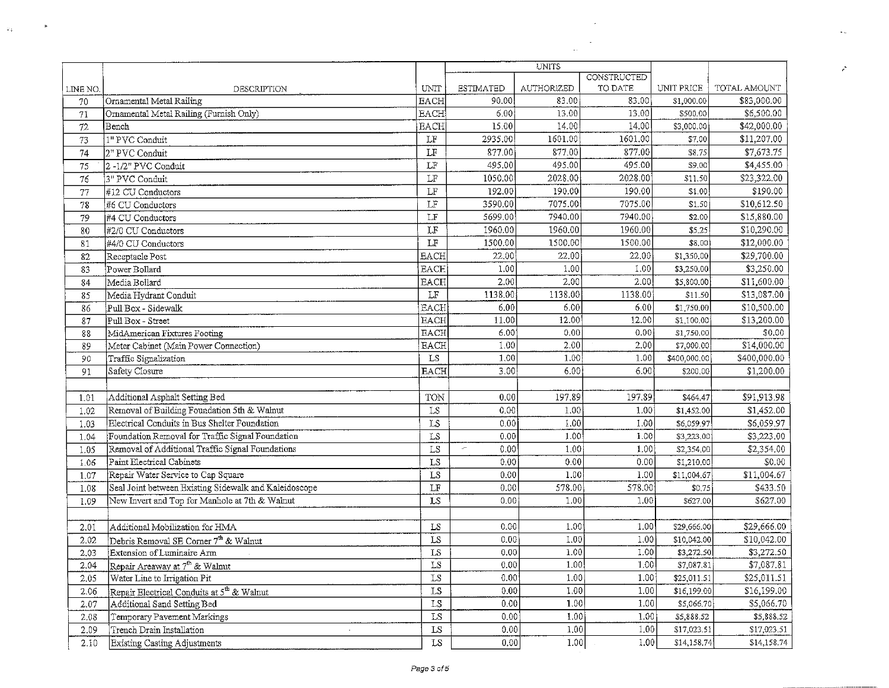| LINE NO. | DESCRIPTION | UNIT | UNITS | | | UNIT PRICE | TOTAL AMOUNT |
|---|---|---|---|---|---|---|---|
| | | | ESTIMATED | AUTHORIZED | CONSTRUCTED TO DATE | | |
| 70 | Ornamental Metal Railing | EACH | 90.00 | 83.00 | 83.00 | $1,000.00 | $83,000.00 |
| 71 | Ornamental Metal Railing (Furnish Only) | EACH | 6.00 | 13.00 | 13.00 | $500.00 | $6,500.00 |
| 72 | Bench | EACH | 15.00 | 14.00 | 14.00 | $3,000.00 | $42,000.00 |
| 73 | 1" PVC Conduit | LF | 2935.00 | 1601.00 | 1601.00 | $7.00 | $11,207.00 |
| 74 | 2" PVC Conduit | LF | 877.00 | 877.00 | 877.00 | $8.75 | $7,673.75 |
| 75 | 2 -1/2" PVC Conduit | LF | 495.00 | 495.00 | 495.00 | $9.00 | $4,455.00 |
| 76 | 3" PVC Conduit | LF | 1050.00 | 2028.00 | 2028.00 | $11.50 | $23,322.00 |
| 77 | #12 CU Conductors | LF | 192.00 | 190.00 | 190.00 | $1.00 | $190.00 |
| 78 | #6 CU Conductors | LF | 3590.00 | 7075.00 | 7075.00 | $1.50 | $10,612.50 |
| 79 | #4 CU Conductors | LF | 5699.00 | 7940.00 | 7940.00 | $2.00 | $15,880.00 |
| 80 | #2/0 CU Conductors | LF | 1960.00 | 1960.00 | 1960.00 | $5.25 | $10,290.00 |
| 81 | #4/0 CU Conductors | LF | 1500.00 | 1500.00 | 1500.00 | $8.00 | $12,000.00 |
| 82 | Receptacle Post | EACH | 22.00 | 22.00 | 22.00 | $1,350.00 | $29,700.00 |
| 83 | Power Bollard | EACH | 1.00 | 1.00 | 1.00 | $3,250.00 | $3,250.00 |
| 84 | Media Bollard | EACH | 2.00 | 2.00 | 2.00 | $5,800.00 | $11,600.00 |
| 85 | Media Hydrant Conduit | LF | 1138.00 | 1138.00 | 1138.00 | $11.50 | $13,087.00 |
| 86 | Pull Box - Sidewalk | EACH | 6.00 | 6.00 | 6.00 | $1,750.00 | $10,500.00 |
| 87 | Pull Box - Street | EACH | 11.00 | 12.00 | 12.00 | $1,100.00 | $13,200.00 |
| 88 | MidAmerican Fixtures Footing | EACH | 6.00 | 0.00 | 0.00 | $1,750.00 | $0.00 |
| 89 | Meter Cabinet (Main Power Connection) | EACH | 1.00 | 2.00 | 2.00 | $7,000.00 | $14,000.00 |
| 90 | Traffic Signalization | LS | 1.00 | 1.00 | 1.00 | $400,000.00 | $400,000.00 |
| 91 | Safety Closure | EACH | 3.00 | 6.00 | 6.00 | $200.00 | $1,200.00 |
| | | | | | | | |
| 1.01 | Additional Asphalt Setting Bed | TON | 0.00 | 197.89 | 197.89 | $464.47 | $91,913.98 |
| 1.02 | Removal of Building Foundation 5th & Walnut | LS | 0.00 | 1.00 | 1.00 | $1,452.00 | $1,452.00 |
| 1.03 | Electrical Conduits in Bus Shelter Foundation | LS | 0.00 | 1.00 | 1.00 | $6,059.97 | $6,059.97 |
| 1.04 | Foundation Removal for Traffic Signal Foundation | LS | 0.00 | 1.00 | 1.00 | $3,223.00 | $3,223.00 |
| 1.05 | Removal of Additional Traffic Signal Foundations | LS | 0.00 | 1.00 | 1.00 | $2,354.00 | $2,354.00 |
| 1.06 | Paint Electrical Cabinets | LS | 0.00 | 0.00 | 0.00 | $1,210.00 | $0.00 |
| 1.07 | Repair Water Service to Cap Square | LS | 0.00 | 1.00 | 1.00 | $11,004.67 | $11,004.67 |
| 1.08 | Seal Joint between Existing Sidewalk and Kaleidoscope | LF | 0.00 | 578.00 | 578.00 | $0.75 | $433.50 |
| 1.09 | New Invert and Top for Manhole at 7th & Walnut | LS | 0.00 | 1.00 | 1.00 | $627.00 | $627.00 |
| | | | | | | | |
| 2.01 | Additional Mobilization for HMA | LS | 0.00 | 1.00 | 1.00 | $29,666.00 | $29,666.00 |
| 2.02 | Debris Removal SE Corner 7th & Walnut | LS | 0.00 | 1.00 | 1.00 | $10,042.00 | $10,042.00 |
| 2.03 | Extension of Luminaire Arm | LS | 0.00 | 1.00 | 1.00 | $3,272.50 | $3,272.50 |
| 2.04 | Repair Areaway at 7th & Walnut | LS | 0.00 | 1.00 | 1.00 | $7,087.81 | $7,087.81 |
| 2.05 | Water Line to Irrigation Pit | LS | 0.00 | 1.00 | 1.00 | $25,011.51 | $25,011.51 |
| 2.06 | Repair Electrical Conduits at 5th & Walnut | LS | 0.00 | 1.00 | 1.00 | $16,199.00 | $16,199.00 |
| 2.07 | Additional Sand Setting Bed | LS | 0.00 | 1.00 | 1.00 | $5,066.70 | $5,066.70 |
| 2.08 | Temporary Pavement Markings | LS | 0.00 | 1.00 | 1.00 | $5,888.52 | $5,888.52 |
| 2.09 | Trench Drain Installation | LS | 0.00 | 1.00 | 1.00 | $17,023.51 | $17,023.51 |
| 2.10 | Existing Casting Adjustments | LS | 0.00 | 1.00 | 1.00 | $14,158.74 | $14,158.74 |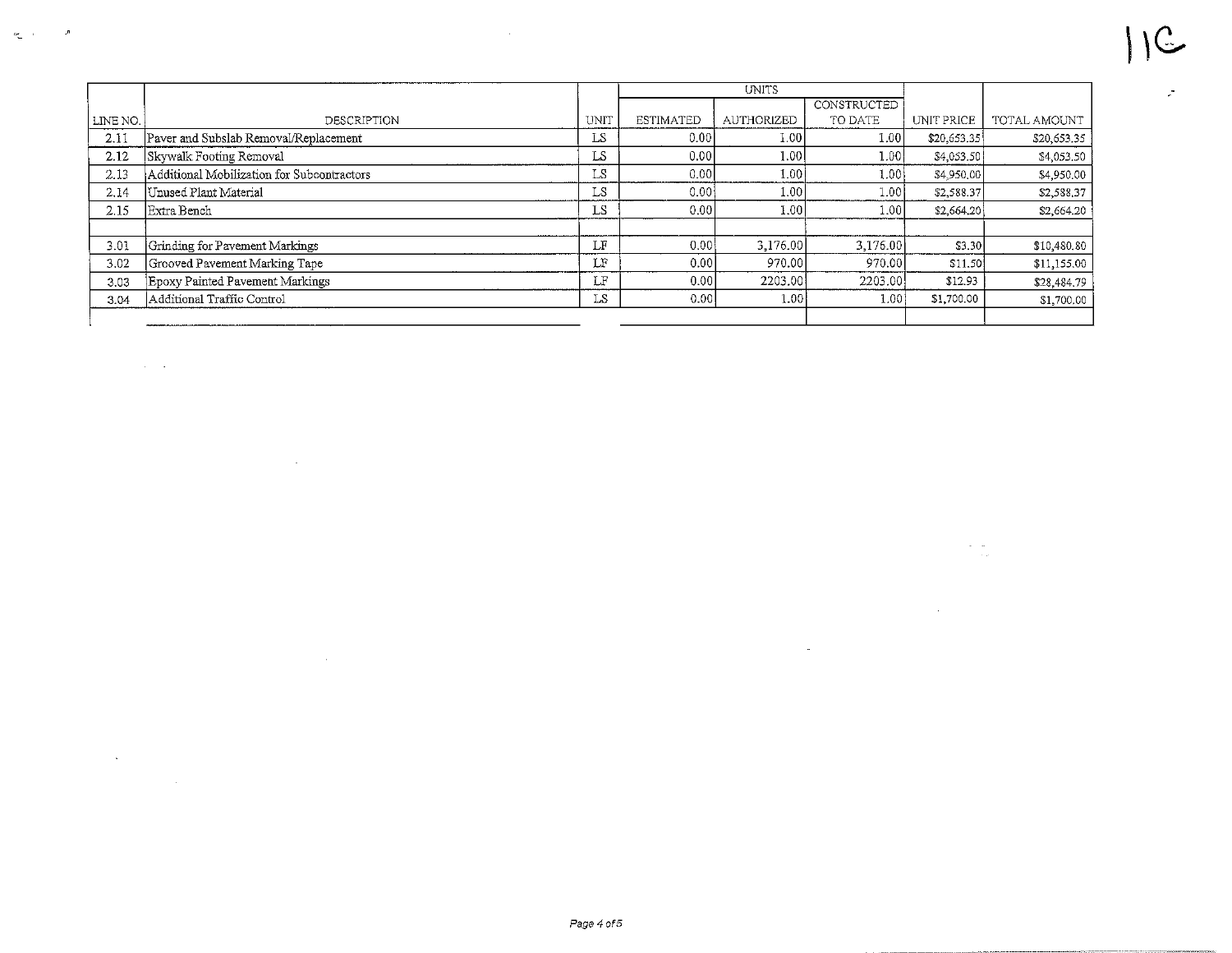11C

| LINE NO. | DESCRIPTION | UNIT | UNITS | | | UNIT PRICE | TOTAL AMOUNT |
|---|---|---|---|---|---|---|---|
| | | | ESTIMATED | AUTHORIZED | CONSTRUCTED TO DATE | | |
| 2.11 | Paver and Subslab Removal/Replacement | LS | 0.00 | 1.00 | 1.00 | $20,653.35 | $20,653.35 |
| 2.12 | Skywalk Footing Removal | LS | 0.00 | 1.00 | 1.00 | $4,053.50 | $4,053.50 |
| 2.13 | Additional Mobilization for Subcontractors | LS | 0.00 | 1.00 | 1.00 | $4,950.00 | $4,950.00 |
| 2.14 | Unused Plant Material | LS | 0.00 | 1.00 | 1.00 | $2,588.37 | $2,588.37 |
| 2.15 | Extra Bench | LS | 0.00 | 1.00 | 1.00 | $2,664.20 | $2,664.20 |
| | | | | | | | |
| 3.01 | Grinding for Pavement Markings | LF | 0.00 | 3,176.00 | 3,176.00 | $3.30 | $10,480.80 |
| 3.02 | Grooved Pavement Marking Tape | LF | 0.00 | 970.00 | 970.00 | $11.50 | $11,155.00 |
| 3.03 | Epoxy Painted Pavement Markings | LF | 0.00 | 2203.00 | 2203.00 | $12.93 | $28,484.79 |
| 3.04 | Additional Traffic Control | LS | 0.00 | 1.00 | 1.00 | $1,700.00 | $1,700.00 |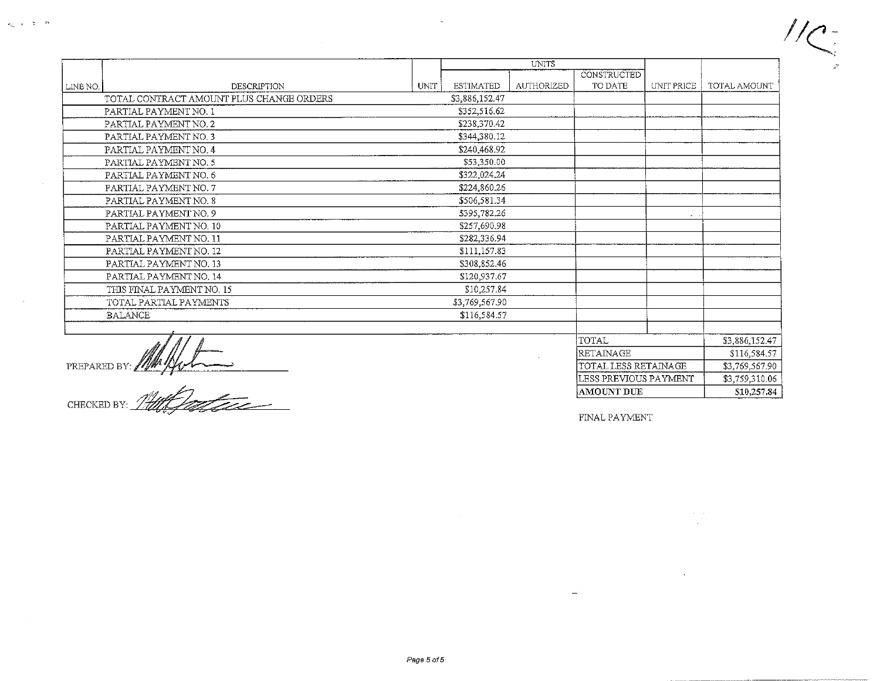| LINE NO. | DESCRIPTION | UNIT | UNITS ESTIMATED | UNITS AUTHORIZED | CONSTRUCTED TO DATE | UNIT PRICE | TOTAL AMOUNT |
|---|---|---|---|---|---|---|---|
| | TOTAL CONTRACT AMOUNT PLUS CHANGE ORDERS | | $3,886,152.47 | | | | |
| | PARTIAL PAYMENT NO. 1 | | $352,516.62 | | | | |
| | PARTIAL PAYMENT NO. 2 | | $238,370.42 | | | | |
| | PARTIAL PAYMENT NO. 3 | | $344,380.12 | | | | |
| | PARTIAL PAYMENT NO. 4 | | $240,468.92 | | | | |
| | PARTIAL PAYMENT NO. 5 | | $53,350.00 | | | | |
| | PARTIAL PAYMENT NO. 6 | | $322,024.24 | | | | |
| | PARTIAL PAYMENT NO. 7 | | $224,860.26 | | | | |
| | PARTIAL PAYMENT NO. 8 | | $506,581.34 | | | | |
| | PARTIAL PAYMENT NO. 9 | | $395,782.26 | | | | |
| | PARTIAL PAYMENT NO. 10 | | $257,690.98 | | | | |
| | PARTIAL PAYMENT NO. 11 | | $282,336.94 | | | | |
| | PARTIAL PAYMENT NO. 12 | | $111,157.83 | | | | |
| | PARTIAL PAYMENT NO. 13 | | $308,852.46 | | | | |
| | PARTIAL PAYMENT NO. 14 | | $120,937.67 | | | | |
| | THIS FINAL PAYMENT NO. 15 | | $10,257.84 | | | | |
| | TOTAL PARTIAL PAYMENTS | | $3,769,567.90 | | | | |
| | BALANCE | | $116,584.57 | | | | |

| | |
|---|---|
| TOTAL | $3,886,152.47 |
| RETAINAGE | $116,584.57 |
| TOTAL LESS RETAINAGE | $3,769,567.90 |
| LESS PREVIOUS PAYMENT | $3,759,310.06 |
| **AMOUNT DUE** | **$10,257.84** |

PREPARED BY: [signature]

CHECKED BY: [signature]

FINAL PAYMENT